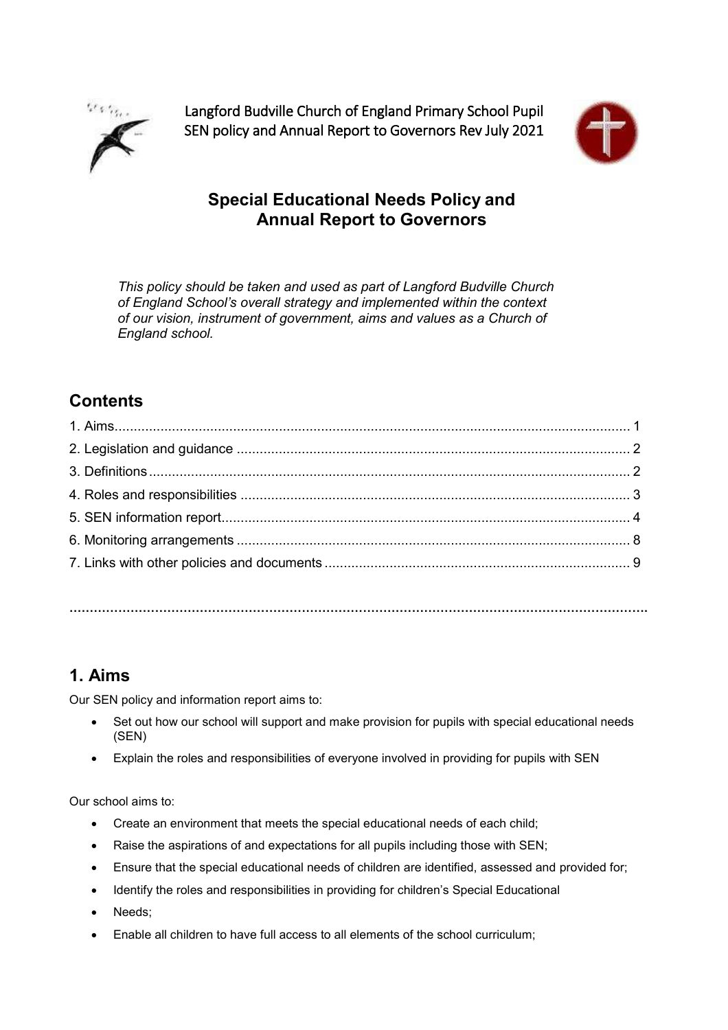Langford Budville Church of England Primary School Pupil SEN policy and Annual Report to Governors Rev July 2021

# Special Educational Needs Policy and Annual Report to Governors

*This policy should be taken and used as part of Langford Budville Church of England School's overall strategy and implemented within the context of our vision, instrument of government, aims and values as a Church of England school.*

## Contents

1. Aims ........ 1
2. Legislation and guidance ........ 2
3. Definitions ........ 2
4. Roles and responsibilities ........ 3
5. SEN information report ........ 4
6. Monitoring arrangements ........ 8
7. Links with other policies and documents ........ 9

## 1. Aims

Our SEN policy and information report aims to:

- Set out how our school will support and make provision for pupils with special educational needs (SEN)
- Explain the roles and responsibilities of everyone involved in providing for pupils with SEN

Our school aims to:

- Create an environment that meets the special educational needs of each child;
- Raise the aspirations of and expectations for all pupils including those with SEN;
- Ensure that the special educational needs of children are identified, assessed and provided for;
- Identify the roles and responsibilities in providing for children's Special Educational
- Needs;
- Enable all children to have full access to all elements of the school curriculum;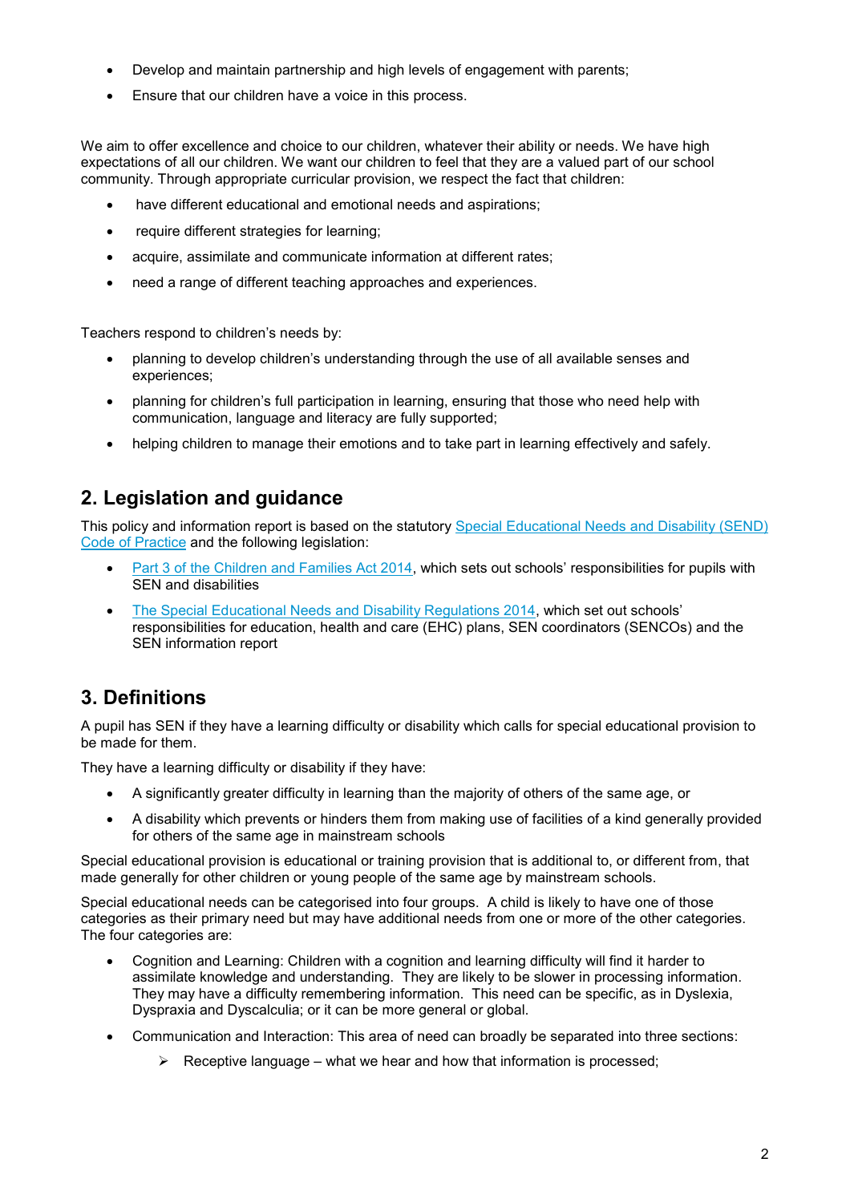- Develop and maintain partnership and high levels of engagement with parents;
- Ensure that our children have a voice in this process.

We aim to offer excellence and choice to our children, whatever their ability or needs. We have high expectations of all our children. We want our children to feel that they are a valued part of our school community. Through appropriate curricular provision, we respect the fact that children:

- have different educational and emotional needs and aspirations;
- require different strategies for learning;
- acquire, assimilate and communicate information at different rates;
- need a range of different teaching approaches and experiences.

Teachers respond to children's needs by:

- planning to develop children's understanding through the use of all available senses and experiences;
- planning for children's full participation in learning, ensuring that those who need help with communication, language and literacy are fully supported;
- helping children to manage their emotions and to take part in learning effectively and safely.

## 2. Legislation and guidance

This policy and information report is based on the statutory Special Educational Needs and Disability (SEND) Code of Practice and the following legislation:

- Part 3 of the Children and Families Act 2014, which sets out schools' responsibilities for pupils with SEN and disabilities
- The Special Educational Needs and Disability Regulations 2014, which set out schools' responsibilities for education, health and care (EHC) plans, SEN coordinators (SENCOs) and the SEN information report

## 3. Definitions

A pupil has SEN if they have a learning difficulty or disability which calls for special educational provision to be made for them.

They have a learning difficulty or disability if they have:

- A significantly greater difficulty in learning than the majority of others of the same age, or
- A disability which prevents or hinders them from making use of facilities of a kind generally provided for others of the same age in mainstream schools

Special educational provision is educational or training provision that is additional to, or different from, that made generally for other children or young people of the same age by mainstream schools.

Special educational needs can be categorised into four groups. A child is likely to have one of those categories as their primary need but may have additional needs from one or more of the other categories. The four categories are:

- Cognition and Learning: Children with a cognition and learning difficulty will find it harder to assimilate knowledge and understanding. They are likely to be slower in processing information. They may have a difficulty remembering information. This need can be specific, as in Dyslexia, Dyspraxia and Dyscalculia; or it can be more general or global.
- Communication and Interaction: This area of need can broadly be separated into three sections:
  - Receptive language – what we hear and how that information is processed;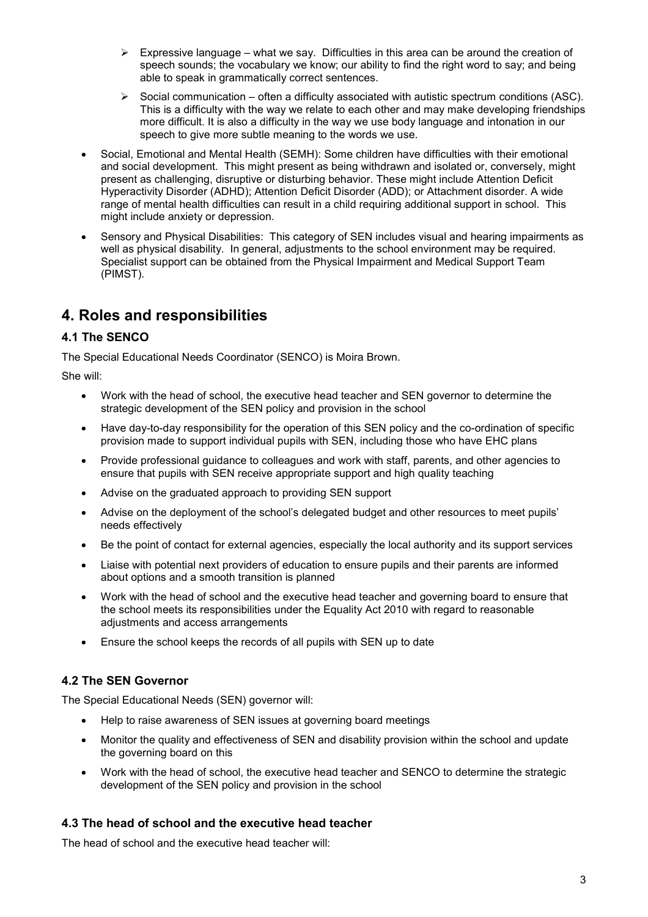- Expressive language – what we say. Difficulties in this area can be around the creation of speech sounds; the vocabulary we know; our ability to find the right word to say; and being able to speak in grammatically correct sentences.
  - Social communication – often a difficulty associated with autistic spectrum conditions (ASC). This is a difficulty with the way we relate to each other and may make developing friendships more difficult. It is also a difficulty in the way we use body language and intonation in our speech to give more subtle meaning to the words we use.

- Social, Emotional and Mental Health (SEMH): Some children have difficulties with their emotional and social development. This might present as being withdrawn and isolated or, conversely, might present as challenging, disruptive or disturbing behavior. These might include Attention Deficit Hyperactivity Disorder (ADHD); Attention Deficit Disorder (ADD); or Attachment disorder. A wide range of mental health difficulties can result in a child requiring additional support in school. This might include anxiety or depression.
- Sensory and Physical Disabilities: This category of SEN includes visual and hearing impairments as well as physical disability. In general, adjustments to the school environment may be required. Specialist support can be obtained from the Physical Impairment and Medical Support Team (PIMST).

# 4. Roles and responsibilities

## 4.1 The SENCO

The Special Educational Needs Coordinator (SENCO) is Moira Brown.

She will:

- Work with the head of school, the executive head teacher and SEN governor to determine the strategic development of the SEN policy and provision in the school
- Have day-to-day responsibility for the operation of this SEN policy and the co-ordination of specific provision made to support individual pupils with SEN, including those who have EHC plans
- Provide professional guidance to colleagues and work with staff, parents, and other agencies to ensure that pupils with SEN receive appropriate support and high quality teaching
- Advise on the graduated approach to providing SEN support
- Advise on the deployment of the school's delegated budget and other resources to meet pupils' needs effectively
- Be the point of contact for external agencies, especially the local authority and its support services
- Liaise with potential next providers of education to ensure pupils and their parents are informed about options and a smooth transition is planned
- Work with the head of school and the executive head teacher and governing board to ensure that the school meets its responsibilities under the Equality Act 2010 with regard to reasonable adjustments and access arrangements
- Ensure the school keeps the records of all pupils with SEN up to date

## 4.2 The SEN Governor

The Special Educational Needs (SEN) governor will:

- Help to raise awareness of SEN issues at governing board meetings
- Monitor the quality and effectiveness of SEN and disability provision within the school and update the governing board on this
- Work with the head of school, the executive head teacher and SENCO to determine the strategic development of the SEN policy and provision in the school

## 4.3 The head of school and the executive head teacher

The head of school and the executive head teacher will: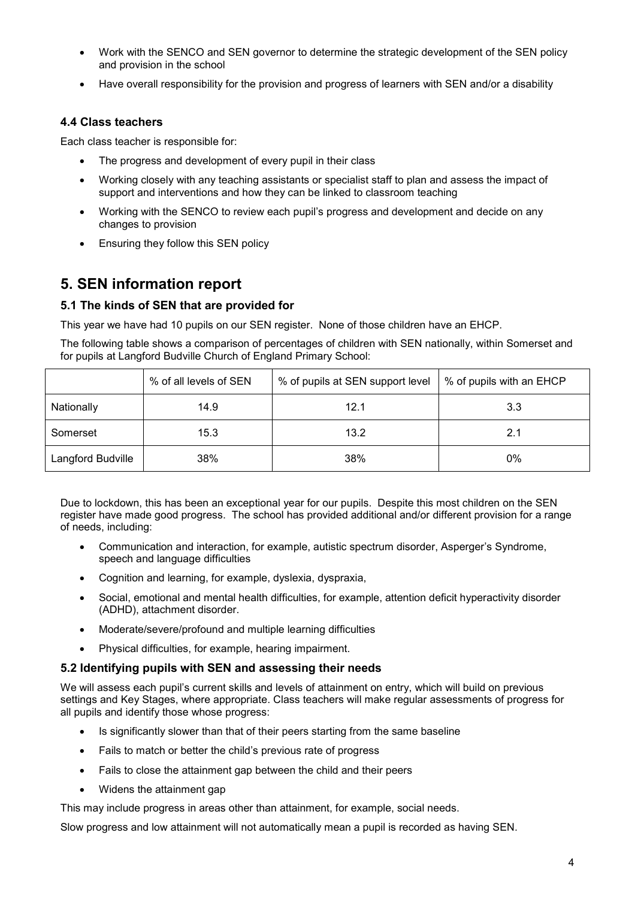- Work with the SENCO and SEN governor to determine the strategic development of the SEN policy and provision in the school
- Have overall responsibility for the provision and progress of learners with SEN and/or a disability

### 4.4 Class teachers

Each class teacher is responsible for:

- The progress and development of every pupil in their class
- Working closely with any teaching assistants or specialist staff to plan and assess the impact of support and interventions and how they can be linked to classroom teaching
- Working with the SENCO to review each pupil's progress and development and decide on any changes to provision
- Ensuring they follow this SEN policy

## 5. SEN information report

### 5.1 The kinds of SEN that are provided for

This year we have had 10 pupils on our SEN register. None of those children have an EHCP.

The following table shows a comparison of percentages of children with SEN nationally, within Somerset and for pupils at Langford Budville Church of England Primary School:

| | % of all levels of SEN | % of pupils at SEN support level | % of pupils with an EHCP |
|---|---|---|---|
| Nationally | 14.9 | 12.1 | 3.3 |
| Somerset | 15.3 | 13.2 | 2.1 |
| Langford Budville | 38% | 38% | 0% |

Due to lockdown, this has been an exceptional year for our pupils. Despite this most children on the SEN register have made good progress. The school has provided additional and/or different provision for a range of needs, including:

- Communication and interaction, for example, autistic spectrum disorder, Asperger's Syndrome, speech and language difficulties
- Cognition and learning, for example, dyslexia, dyspraxia,
- Social, emotional and mental health difficulties, for example, attention deficit hyperactivity disorder (ADHD), attachment disorder.
- Moderate/severe/profound and multiple learning difficulties
- Physical difficulties, for example, hearing impairment.

### 5.2 Identifying pupils with SEN and assessing their needs

We will assess each pupil's current skills and levels of attainment on entry, which will build on previous settings and Key Stages, where appropriate. Class teachers will make regular assessments of progress for all pupils and identify those whose progress:

- Is significantly slower than that of their peers starting from the same baseline
- Fails to match or better the child's previous rate of progress
- Fails to close the attainment gap between the child and their peers
- Widens the attainment gap

This may include progress in areas other than attainment, for example, social needs.

Slow progress and low attainment will not automatically mean a pupil is recorded as having SEN.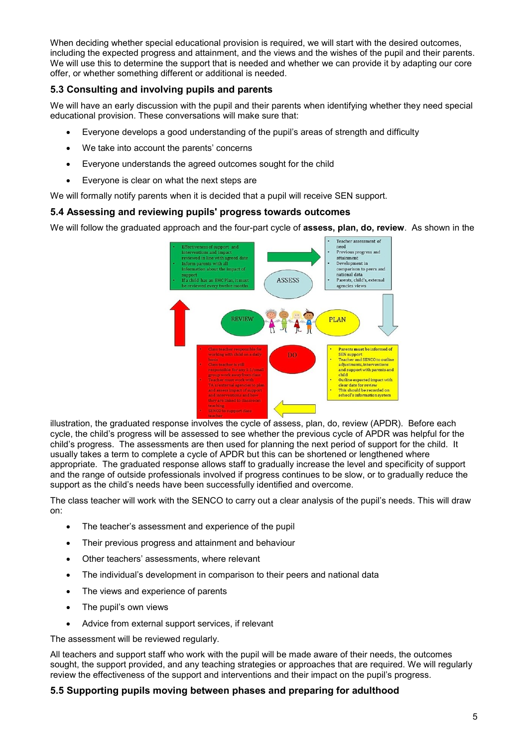When deciding whether special educational provision is required, we will start with the desired outcomes, including the expected progress and attainment, and the views and the wishes of the pupil and their parents. We will use this to determine the support that is needed and whether we can provide it by adapting our core offer, or whether something different or additional is needed.

### 5.3 Consulting and involving pupils and parents

We will have an early discussion with the pupil and their parents when identifying whether they need special educational provision. These conversations will make sure that:

- Everyone develops a good understanding of the pupil's areas of strength and difficulty
- We take into account the parents' concerns
- Everyone understands the agreed outcomes sought for the child
- Everyone is clear on what the next steps are

We will formally notify parents when it is decided that a pupil will receive SEN support.

### 5.4 Assessing and reviewing pupils' progress towards outcomes

We will follow the graduated approach and the four-part cycle of **assess, plan, do, review**. As shown in the illustration, the graduated response involves the cycle of assess, plan, do, review (APDR). Before each cycle, the child's progress will be assessed to see whether the previous cycle of APDR was helpful for the child's progress. The assessments are then used for planning the next period of support for the child. It usually takes a term to complete a cycle of APDR but this can be shortened or lengthened where appropriate. The graduated response allows staff to gradually increase the level and specificity of support and the range of outside professionals involved if progress continues to be slow, or to gradually reduce the support as the child's needs have been successfully identified and overcome.

**ASSESS**
- Teacher assessment of need
- Previous progress and attainment
- Development in comparison to peers and national data
- Parents, child's, external agencies views

**PLAN**
- Parents must be informed of SEN support
- Teacher and SENCO to outline adjustments, interventions and support with parents and child
- Outline expected impact with clear date for review
- This should be recorded on school's information system

**DO**
- Class teacher responsible for working with child on a daily basis
- Class teacher is still responsible for any 1:1/small group work away from class
- Teacher must work with TA's/external agencies to plan and assess impact of support and interventions and how they are linked to classroom teaching
- SENCO to support class teacher

**REVIEW**
- Effectiveness of support and interventions and impact reviewed in line with agreed date
- Inform parents with all information about the impact of support
- If a child has an EHC Plan, it must be reviewed every twelve months

The class teacher will work with the SENCO to carry out a clear analysis of the pupil's needs. This will draw on:

- The teacher's assessment and experience of the pupil
- Their previous progress and attainment and behaviour
- Other teachers' assessments, where relevant
- The individual's development in comparison to their peers and national data
- The views and experience of parents
- The pupil's own views
- Advice from external support services, if relevant

The assessment will be reviewed regularly.

All teachers and support staff who work with the pupil will be made aware of their needs, the outcomes sought, the support provided, and any teaching strategies or approaches that are required. We will regularly review the effectiveness of the support and interventions and their impact on the pupil's progress.

### 5.5 Supporting pupils moving between phases and preparing for adulthood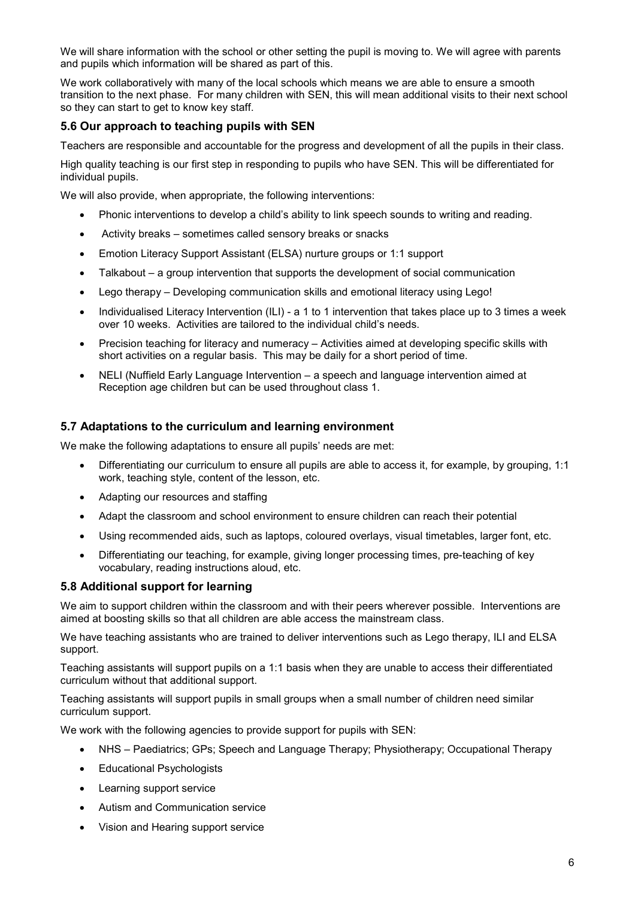We will share information with the school or other setting the pupil is moving to. We will agree with parents and pupils which information will be shared as part of this.

We work collaboratively with many of the local schools which means we are able to ensure a smooth transition to the next phase. For many children with SEN, this will mean additional visits to their next school so they can start to get to know key staff.

### 5.6 Our approach to teaching pupils with SEN

Teachers are responsible and accountable for the progress and development of all the pupils in their class.

High quality teaching is our first step in responding to pupils who have SEN. This will be differentiated for individual pupils.

We will also provide, when appropriate, the following interventions:

- Phonic interventions to develop a child's ability to link speech sounds to writing and reading.
- Activity breaks – sometimes called sensory breaks or snacks
- Emotion Literacy Support Assistant (ELSA) nurture groups or 1:1 support
- Talkabout – a group intervention that supports the development of social communication
- Lego therapy – Developing communication skills and emotional literacy using Lego!
- Individualised Literacy Intervention (ILI) - a 1 to 1 intervention that takes place up to 3 times a week over 10 weeks. Activities are tailored to the individual child's needs.
- Precision teaching for literacy and numeracy – Activities aimed at developing specific skills with short activities on a regular basis. This may be daily for a short period of time.
- NELI (Nuffield Early Language Intervention – a speech and language intervention aimed at Reception age children but can be used throughout class 1.

### 5.7 Adaptations to the curriculum and learning environment

We make the following adaptations to ensure all pupils' needs are met:

- Differentiating our curriculum to ensure all pupils are able to access it, for example, by grouping, 1:1 work, teaching style, content of the lesson, etc.
- Adapting our resources and staffing
- Adapt the classroom and school environment to ensure children can reach their potential
- Using recommended aids, such as laptops, coloured overlays, visual timetables, larger font, etc.
- Differentiating our teaching, for example, giving longer processing times, pre-teaching of key vocabulary, reading instructions aloud, etc.

### 5.8 Additional support for learning

We aim to support children within the classroom and with their peers wherever possible. Interventions are aimed at boosting skills so that all children are able access the mainstream class.

We have teaching assistants who are trained to deliver interventions such as Lego therapy, ILI and ELSA support.

Teaching assistants will support pupils on a 1:1 basis when they are unable to access their differentiated curriculum without that additional support.

Teaching assistants will support pupils in small groups when a small number of children need similar curriculum support.

We work with the following agencies to provide support for pupils with SEN:

- NHS – Paediatrics; GPs; Speech and Language Therapy; Physiotherapy; Occupational Therapy
- Educational Psychologists
- Learning support service
- Autism and Communication service
- Vision and Hearing support service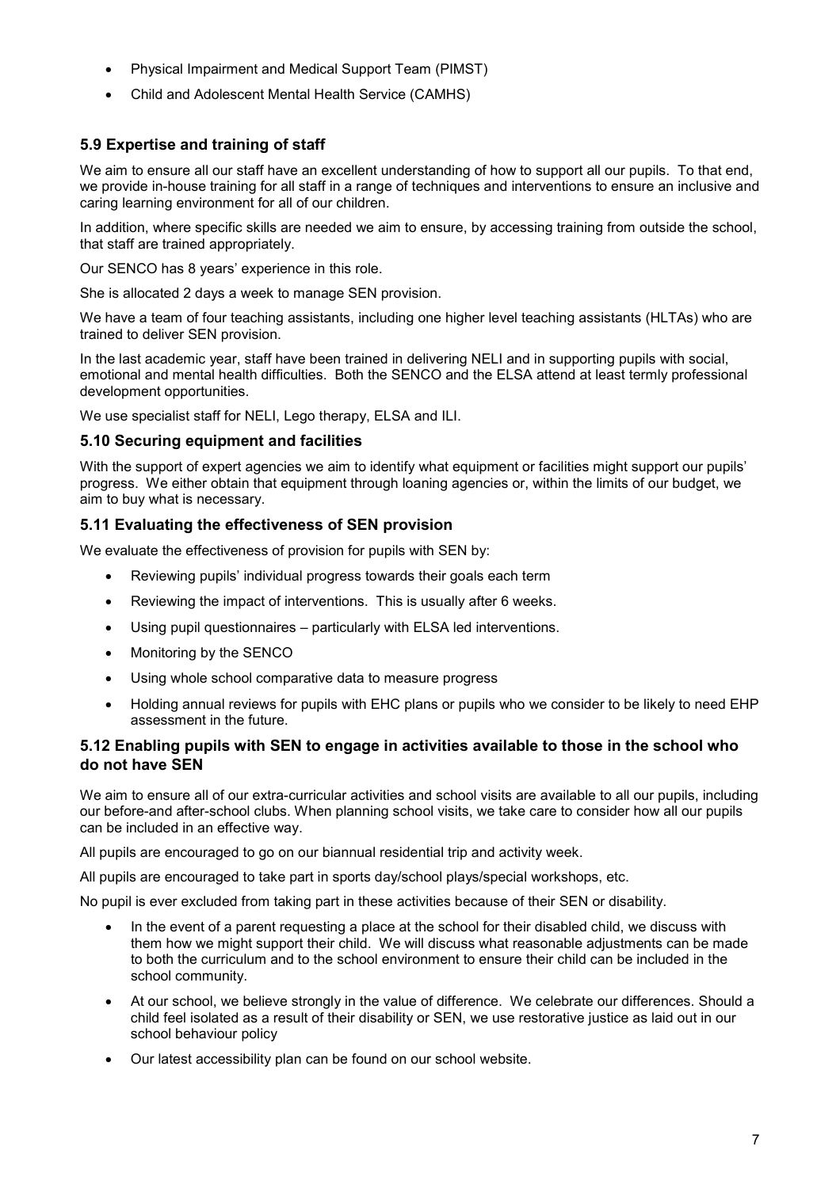- Physical Impairment and Medical Support Team (PIMST)
- Child and Adolescent Mental Health Service (CAMHS)

### 5.9 Expertise and training of staff

We aim to ensure all our staff have an excellent understanding of how to support all our pupils. To that end, we provide in-house training for all staff in a range of techniques and interventions to ensure an inclusive and caring learning environment for all of our children.

In addition, where specific skills are needed we aim to ensure, by accessing training from outside the school, that staff are trained appropriately.

Our SENCO has 8 years' experience in this role.

She is allocated 2 days a week to manage SEN provision.

We have a team of four teaching assistants, including one higher level teaching assistants (HLTAs) who are trained to deliver SEN provision.

In the last academic year, staff have been trained in delivering NELI and in supporting pupils with social, emotional and mental health difficulties. Both the SENCO and the ELSA attend at least termly professional development opportunities.

We use specialist staff for NELI, Lego therapy, ELSA and ILI.

### 5.10 Securing equipment and facilities

With the support of expert agencies we aim to identify what equipment or facilities might support our pupils' progress. We either obtain that equipment through loaning agencies or, within the limits of our budget, we aim to buy what is necessary.

### 5.11 Evaluating the effectiveness of SEN provision

We evaluate the effectiveness of provision for pupils with SEN by:

- Reviewing pupils' individual progress towards their goals each term
- Reviewing the impact of interventions. This is usually after 6 weeks.
- Using pupil questionnaires – particularly with ELSA led interventions.
- Monitoring by the SENCO
- Using whole school comparative data to measure progress
- Holding annual reviews for pupils with EHC plans or pupils who we consider to be likely to need EHP assessment in the future.

### 5.12 Enabling pupils with SEN to engage in activities available to those in the school who do not have SEN

We aim to ensure all of our extra-curricular activities and school visits are available to all our pupils, including our before-and after-school clubs. When planning school visits, we take care to consider how all our pupils can be included in an effective way.

All pupils are encouraged to go on our biannual residential trip and activity week.

All pupils are encouraged to take part in sports day/school plays/special workshops, etc.

No pupil is ever excluded from taking part in these activities because of their SEN or disability.

- In the event of a parent requesting a place at the school for their disabled child, we discuss with them how we might support their child. We will discuss what reasonable adjustments can be made to both the curriculum and to the school environment to ensure their child can be included in the school community.
- At our school, we believe strongly in the value of difference. We celebrate our differences. Should a child feel isolated as a result of their disability or SEN, we use restorative justice as laid out in our school behaviour policy
- Our latest accessibility plan can be found on our school website.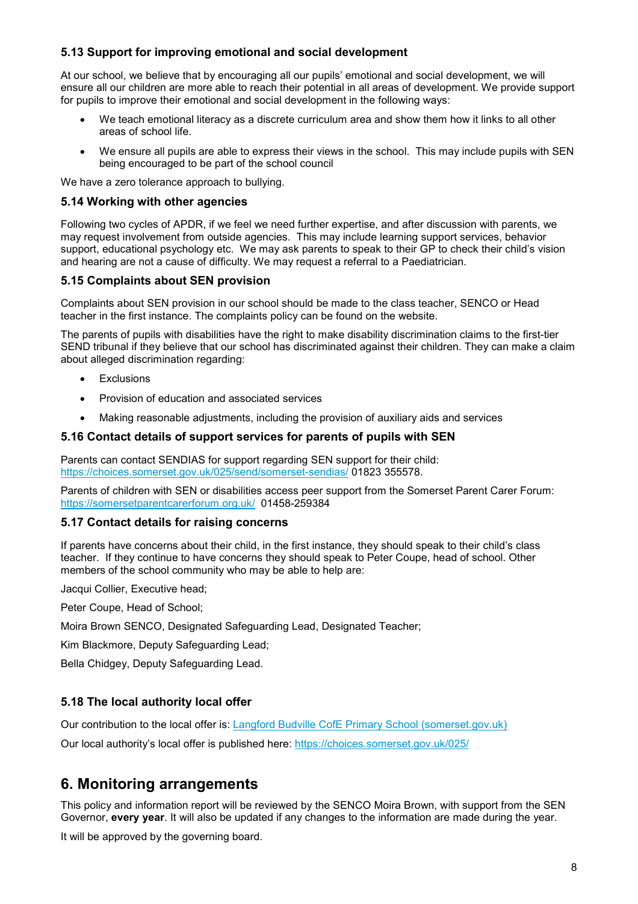### 5.13 Support for improving emotional and social development

At our school, we believe that by encouraging all our pupils' emotional and social development, we will ensure all our children are more able to reach their potential in all areas of development. We provide support for pupils to improve their emotional and social development in the following ways:

- We teach emotional literacy as a discrete curriculum area and show them how it links to all other areas of school life.
- We ensure all pupils are able to express their views in the school. This may include pupils with SEN being encouraged to be part of the school council

We have a zero tolerance approach to bullying.

### 5.14 Working with other agencies

Following two cycles of APDR, if we feel we need further expertise, and after discussion with parents, we may request involvement from outside agencies. This may include learning support services, behavior support, educational psychology etc. We may ask parents to speak to their GP to check their child's vision and hearing are not a cause of difficulty. We may request a referral to a Paediatrician.

### 5.15 Complaints about SEN provision

Complaints about SEN provision in our school should be made to the class teacher, SENCO or Head teacher in the first instance. The complaints policy can be found on the website.

The parents of pupils with disabilities have the right to make disability discrimination claims to the first-tier SEND tribunal if they believe that our school has discriminated against their children. They can make a claim about alleged discrimination regarding:

- Exclusions
- Provision of education and associated services
- Making reasonable adjustments, including the provision of auxiliary aids and services

### 5.16 Contact details of support services for parents of pupils with SEN

Parents can contact SENDIAS for support regarding SEN support for their child: https://choices.somerset.gov.uk/025/send/somerset-sendias/ 01823 355578.

Parents of children with SEN or disabilities access peer support from the Somerset Parent Carer Forum: https://somersetparentcarerforum.org.uk/ 01458-259384

### 5.17 Contact details for raising concerns

If parents have concerns about their child, in the first instance, they should speak to their child's class teacher. If they continue to have concerns they should speak to Peter Coupe, head of school. Other members of the school community who may be able to help are:

Jacqui Collier, Executive head;

Peter Coupe, Head of School;

Moira Brown SENCO, Designated Safeguarding Lead, Designated Teacher;

Kim Blackmore, Deputy Safeguarding Lead;

Bella Chidgey, Deputy Safeguarding Lead.

### 5.18 The local authority local offer

Our contribution to the local offer is: Langford Budville CofE Primary School (somerset.gov.uk)

Our local authority's local offer is published here: https://choices.somerset.gov.uk/025/

## 6. Monitoring arrangements

This policy and information report will be reviewed by the SENCO Moira Brown, with support from the SEN Governor, **every year**. It will also be updated if any changes to the information are made during the year.

It will be approved by the governing board.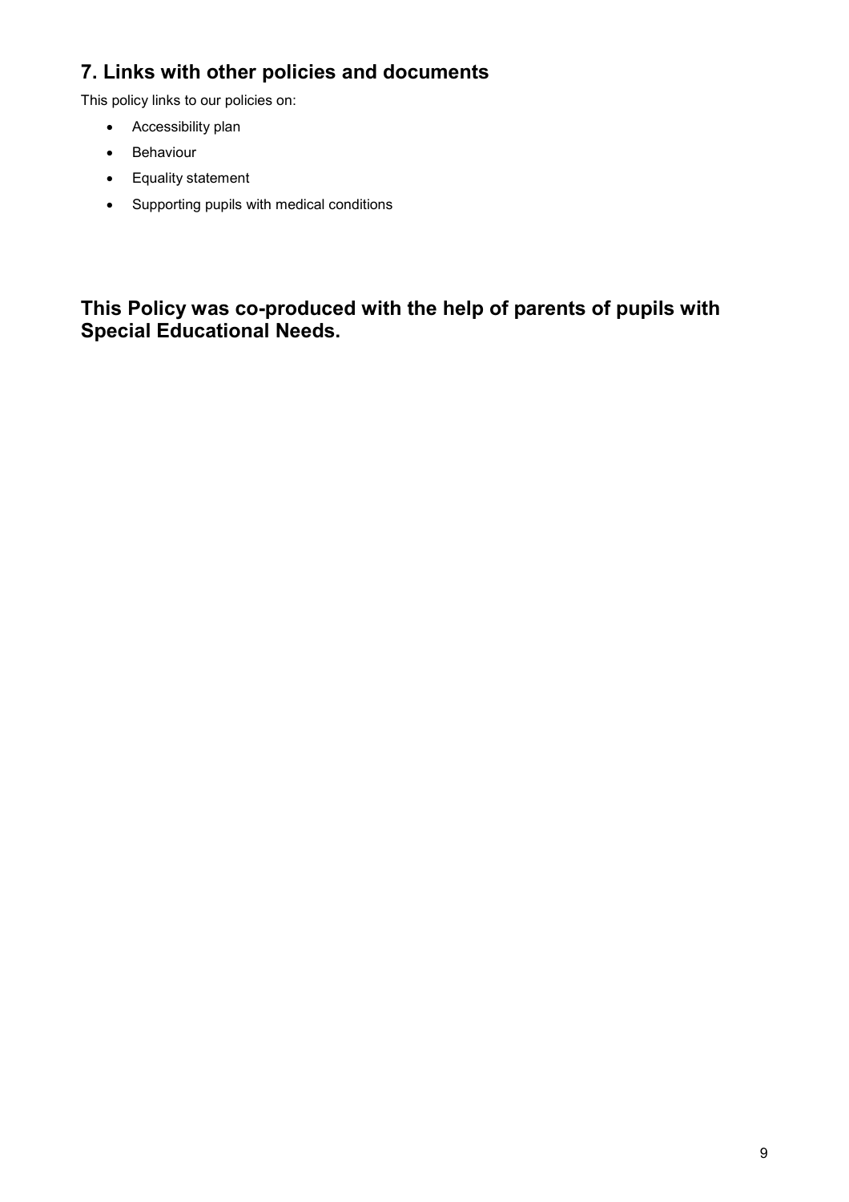## 7. Links with other policies and documents

This policy links to our policies on:

- Accessibility plan
- Behaviour
- Equality statement
- Supporting pupils with medical conditions

## This Policy was co-produced with the help of parents of pupils with Special Educational Needs.